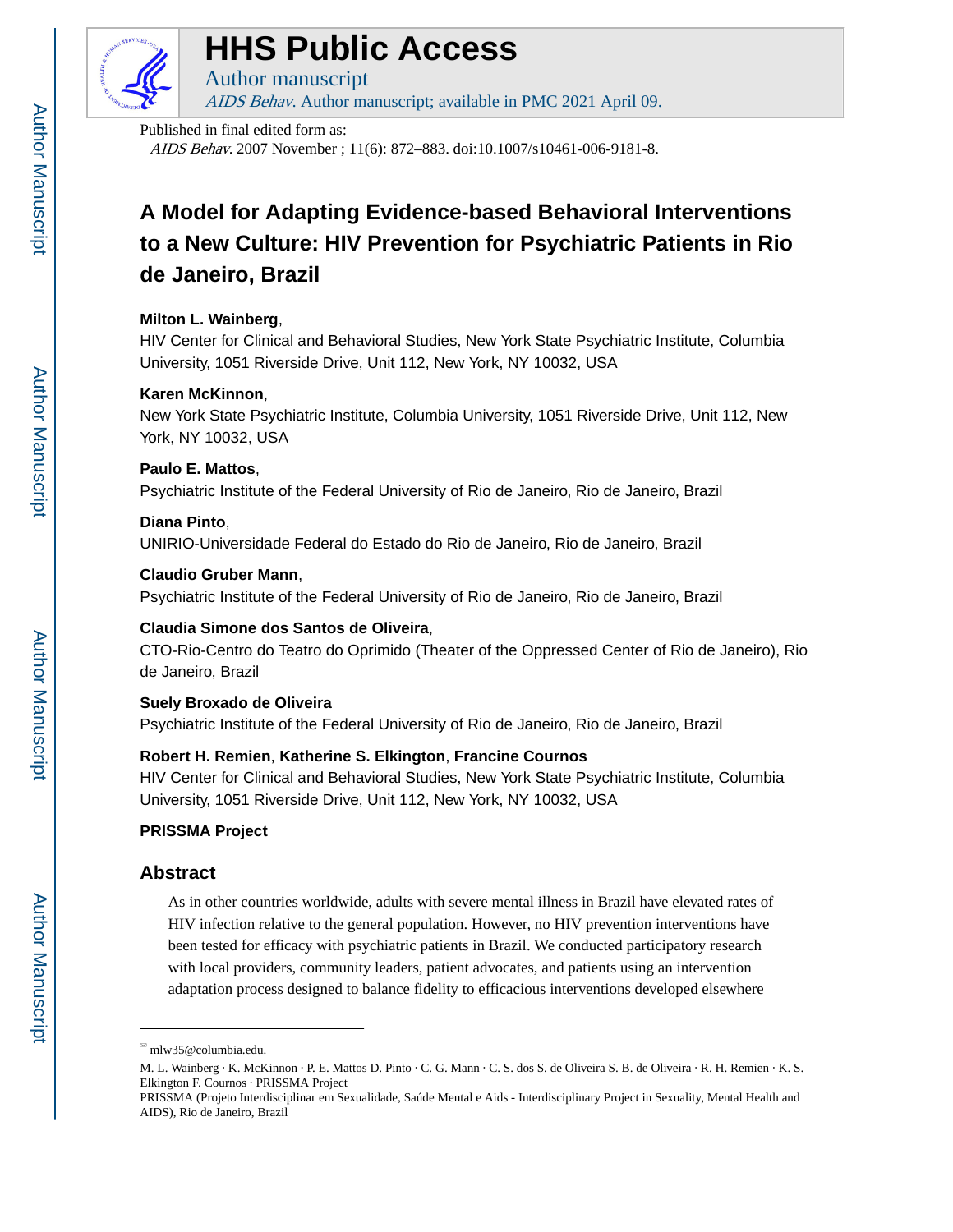# HHS Public Access

Author manuscript

*AIDS Behav*. Author manuscript; available in PMC 2021 April 09.

Published in final edited form as:

*AIDS Behav*. 2007 November ; 11(6): 872–883. doi:10.1007/s10461-006-9181-8.

# A Model for Adapting Evidence-based Behavioral Interventions to a New Culture: HIV Prevention for Psychiatric Patients in Rio de Janeiro, Brazil

**Milton L. Wainberg**,

HIV Center for Clinical and Behavioral Studies, New York State Psychiatric Institute, Columbia University, 1051 Riverside Drive, Unit 112, New York, NY 10032, USA

**Karen McKinnon**,

New York State Psychiatric Institute, Columbia University, 1051 Riverside Drive, Unit 112, New York, NY 10032, USA

**Paulo E. Mattos**,

Psychiatric Institute of the Federal University of Rio de Janeiro, Rio de Janeiro, Brazil

**Diana Pinto**,

UNIRIO-Universidade Federal do Estado do Rio de Janeiro, Rio de Janeiro, Brazil

**Claudio Gruber Mann**,

Psychiatric Institute of the Federal University of Rio de Janeiro, Rio de Janeiro, Brazil

**Claudia Simone dos Santos de Oliveira**,

CTO-Rio-Centro do Teatro do Oprimido (Theater of the Oppressed Center of Rio de Janeiro), Rio de Janeiro, Brazil

**Suely Broxado de Oliveira**

Psychiatric Institute of the Federal University of Rio de Janeiro, Rio de Janeiro, Brazil

**Robert H. Remien**, **Katherine S. Elkington**, **Francine Cournos**

HIV Center for Clinical and Behavioral Studies, New York State Psychiatric Institute, Columbia University, 1051 Riverside Drive, Unit 112, New York, NY 10032, USA

**PRISSMA Project**

## Abstract

As in other countries worldwide, adults with severe mental illness in Brazil have elevated rates of HIV infection relative to the general population. However, no HIV prevention interventions have been tested for efficacy with psychiatric patients in Brazil. We conducted participatory research with local providers, community leaders, patient advocates, and patients using an intervention adaptation process designed to balance fidelity to efficacious interventions developed elsewhere

---

mlw35@columbia.edu.

M. L. Wainberg · K. McKinnon · P. E. Mattos D. Pinto · C. G. Mann · C. S. dos S. de Oliveira S. B. de Oliveira · R. H. Remien · K. S. Elkington F. Cournos · PRISSMA Project

PRISSMA (Projeto Interdisciplinar em Sexualidade, Saúde Mental e Aids - Interdisciplinary Project in Sexuality, Mental Health and AIDS), Rio de Janeiro, Brazil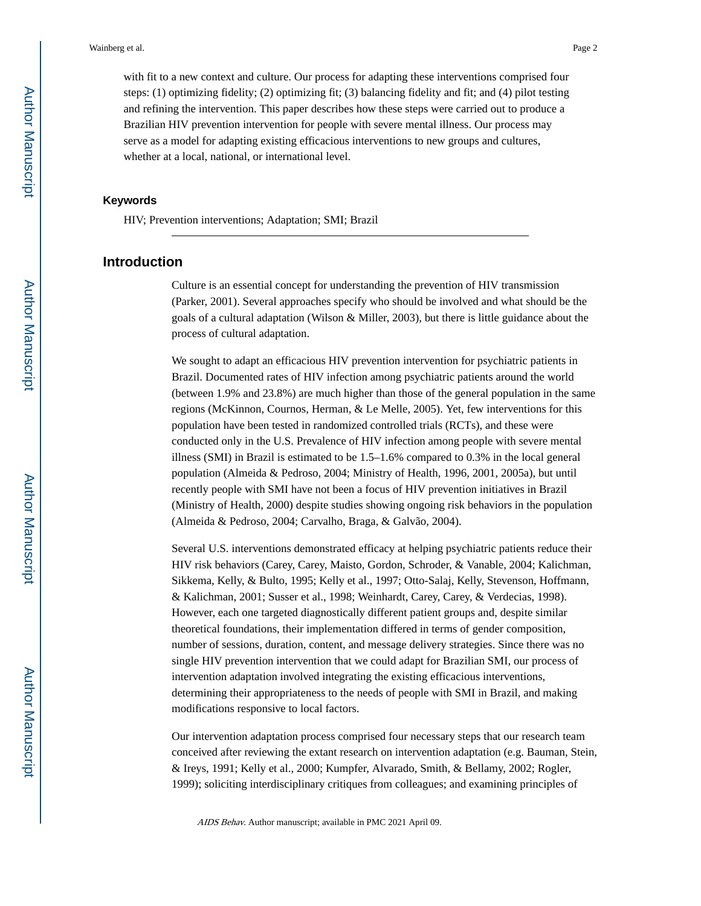with fit to a new context and culture. Our process for adapting these interventions comprised four steps: (1) optimizing fidelity; (2) optimizing fit; (3) balancing fidelity and fit; and (4) pilot testing and refining the intervention. This paper describes how these steps were carried out to produce a Brazilian HIV prevention intervention for people with severe mental illness. Our process may serve as a model for adapting existing efficacious interventions to new groups and cultures, whether at a local, national, or international level.

### Keywords

HIV; Prevention interventions; Adaptation; SMI; Brazil

## Introduction

Culture is an essential concept for understanding the prevention of HIV transmission (Parker, 2001). Several approaches specify who should be involved and what should be the goals of a cultural adaptation (Wilson & Miller, 2003), but there is little guidance about the process of cultural adaptation.

We sought to adapt an efficacious HIV prevention intervention for psychiatric patients in Brazil. Documented rates of HIV infection among psychiatric patients around the world (between 1.9% and 23.8%) are much higher than those of the general population in the same regions (McKinnon, Cournos, Herman, & Le Melle, 2005). Yet, few interventions for this population have been tested in randomized controlled trials (RCTs), and these were conducted only in the U.S. Prevalence of HIV infection among people with severe mental illness (SMI) in Brazil is estimated to be 1.5–1.6% compared to 0.3% in the local general population (Almeida & Pedroso, 2004; Ministry of Health, 1996, 2001, 2005a), but until recently people with SMI have not been a focus of HIV prevention initiatives in Brazil (Ministry of Health, 2000) despite studies showing ongoing risk behaviors in the population (Almeida & Pedroso, 2004; Carvalho, Braga, & Galvão, 2004).

Several U.S. interventions demonstrated efficacy at helping psychiatric patients reduce their HIV risk behaviors (Carey, Carey, Maisto, Gordon, Schroder, & Vanable, 2004; Kalichman, Sikkema, Kelly, & Bulto, 1995; Kelly et al., 1997; Otto-Salaj, Kelly, Stevenson, Hoffmann, & Kalichman, 2001; Susser et al., 1998; Weinhardt, Carey, Carey, & Verdecias, 1998). However, each one targeted diagnostically different patient groups and, despite similar theoretical foundations, their implementation differed in terms of gender composition, number of sessions, duration, content, and message delivery strategies. Since there was no single HIV prevention intervention that we could adapt for Brazilian SMI, our process of intervention adaptation involved integrating the existing efficacious interventions, determining their appropriateness to the needs of people with SMI in Brazil, and making modifications responsive to local factors.

Our intervention adaptation process comprised four necessary steps that our research team conceived after reviewing the extant research on intervention adaptation (e.g. Bauman, Stein, & Ireys, 1991; Kelly et al., 2000; Kumpfer, Alvarado, Smith, & Bellamy, 2002; Rogler, 1999); soliciting interdisciplinary critiques from colleagues; and examining principles of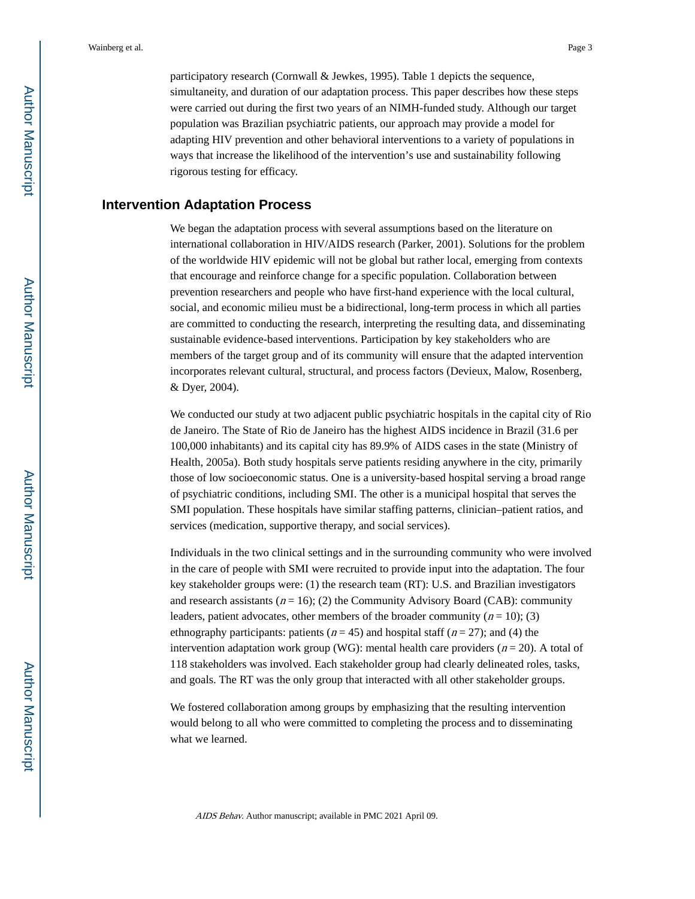participatory research (Cornwall & Jewkes, 1995). Table 1 depicts the sequence, simultaneity, and duration of our adaptation process. This paper describes how these steps were carried out during the first two years of an NIMH-funded study. Although our target population was Brazilian psychiatric patients, our approach may provide a model for adapting HIV prevention and other behavioral interventions to a variety of populations in ways that increase the likelihood of the intervention's use and sustainability following rigorous testing for efficacy.

## Intervention Adaptation Process

We began the adaptation process with several assumptions based on the literature on international collaboration in HIV/AIDS research (Parker, 2001). Solutions for the problem of the worldwide HIV epidemic will not be global but rather local, emerging from contexts that encourage and reinforce change for a specific population. Collaboration between prevention researchers and people who have first-hand experience with the local cultural, social, and economic milieu must be a bidirectional, long-term process in which all parties are committed to conducting the research, interpreting the resulting data, and disseminating sustainable evidence-based interventions. Participation by key stakeholders who are members of the target group and of its community will ensure that the adapted intervention incorporates relevant cultural, structural, and process factors (Devieux, Malow, Rosenberg, & Dyer, 2004).

We conducted our study at two adjacent public psychiatric hospitals in the capital city of Rio de Janeiro. The State of Rio de Janeiro has the highest AIDS incidence in Brazil (31.6 per 100,000 inhabitants) and its capital city has 89.9% of AIDS cases in the state (Ministry of Health, 2005a). Both study hospitals serve patients residing anywhere in the city, primarily those of low socioeconomic status. One is a university-based hospital serving a broad range of psychiatric conditions, including SMI. The other is a municipal hospital that serves the SMI population. These hospitals have similar staffing patterns, clinician–patient ratios, and services (medication, supportive therapy, and social services).

Individuals in the two clinical settings and in the surrounding community who were involved in the care of people with SMI were recruited to provide input into the adaptation. The four key stakeholder groups were: (1) the research team (RT): U.S. and Brazilian investigators and research assistants ($n = 16$); (2) the Community Advisory Board (CAB): community leaders, patient advocates, other members of the broader community ($n = 10$); (3) ethnography participants: patients ($n = 45$) and hospital staff ($n = 27$); and (4) the intervention adaptation work group (WG): mental health care providers ($n = 20$). A total of 118 stakeholders was involved. Each stakeholder group had clearly delineated roles, tasks, and goals. The RT was the only group that interacted with all other stakeholder groups.

We fostered collaboration among groups by emphasizing that the resulting intervention would belong to all who were committed to completing the process and to disseminating what we learned.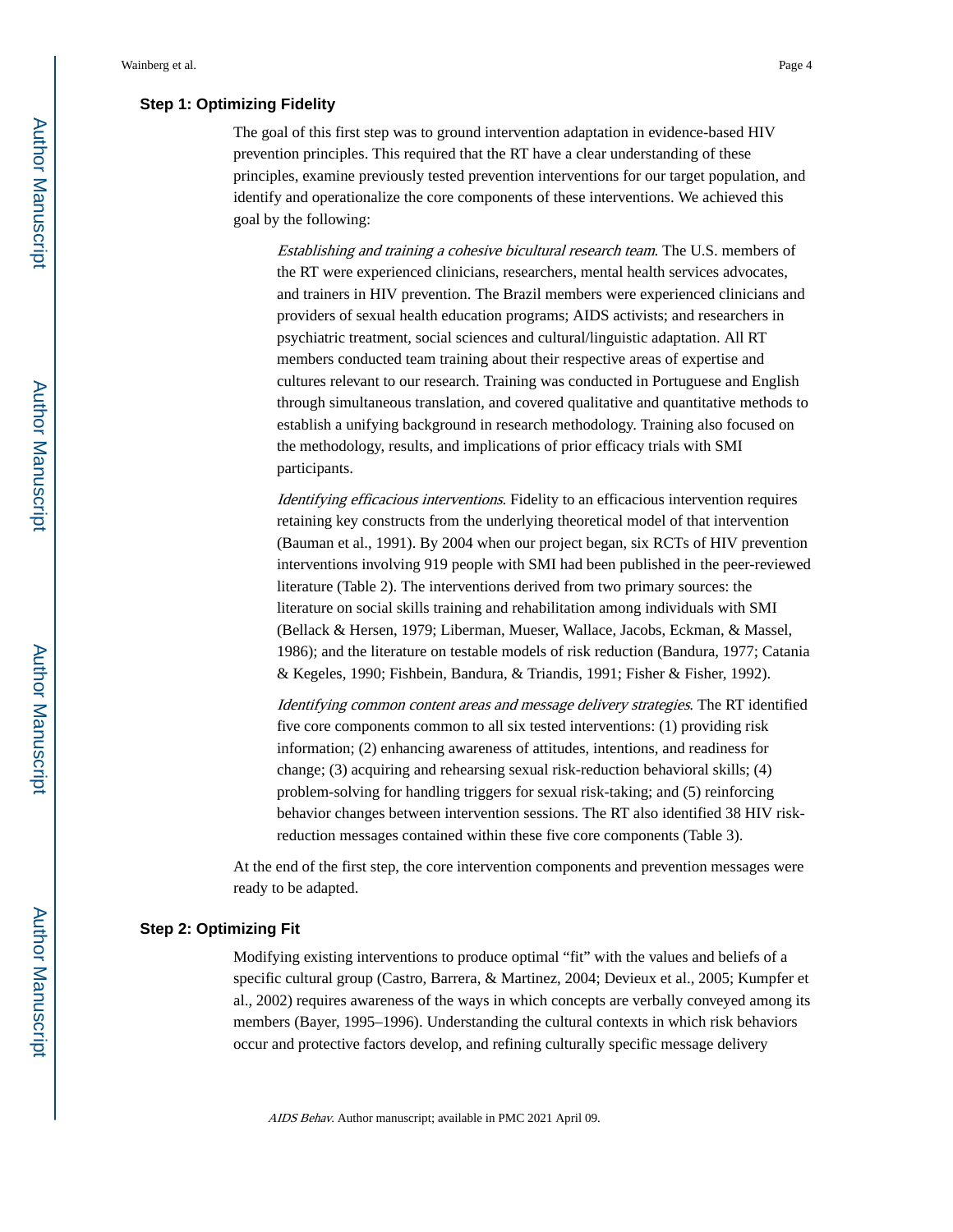### Step 1: Optimizing Fidelity

The goal of this first step was to ground intervention adaptation in evidence-based HIV prevention principles. This required that the RT have a clear understanding of these principles, examine previously tested prevention interventions for our target population, and identify and operationalize the core components of these interventions. We achieved this goal by the following:

*Establishing and training a cohesive bicultural research team*. The U.S. members of the RT were experienced clinicians, researchers, mental health services advocates, and trainers in HIV prevention. The Brazil members were experienced clinicians and providers of sexual health education programs; AIDS activists; and researchers in psychiatric treatment, social sciences and cultural/linguistic adaptation. All RT members conducted team training about their respective areas of expertise and cultures relevant to our research. Training was conducted in Portuguese and English through simultaneous translation, and covered qualitative and quantitative methods to establish a unifying background in research methodology. Training also focused on the methodology, results, and implications of prior efficacy trials with SMI participants.

*Identifying efficacious interventions*. Fidelity to an efficacious intervention requires retaining key constructs from the underlying theoretical model of that intervention (Bauman et al., 1991). By 2004 when our project began, six RCTs of HIV prevention interventions involving 919 people with SMI had been published in the peer-reviewed literature (Table 2). The interventions derived from two primary sources: the literature on social skills training and rehabilitation among individuals with SMI (Bellack & Hersen, 1979; Liberman, Mueser, Wallace, Jacobs, Eckman, & Massel, 1986); and the literature on testable models of risk reduction (Bandura, 1977; Catania & Kegeles, 1990; Fishbein, Bandura, & Triandis, 1991; Fisher & Fisher, 1992).

*Identifying common content areas and message delivery strategies*. The RT identified five core components common to all six tested interventions: (1) providing risk information; (2) enhancing awareness of attitudes, intentions, and readiness for change; (3) acquiring and rehearsing sexual risk-reduction behavioral skills; (4) problem-solving for handling triggers for sexual risk-taking; and (5) reinforcing behavior changes between intervention sessions. The RT also identified 38 HIV risk-reduction messages contained within these five core components (Table 3).

At the end of the first step, the core intervention components and prevention messages were ready to be adapted.

### Step 2: Optimizing Fit

Modifying existing interventions to produce optimal "fit" with the values and beliefs of a specific cultural group (Castro, Barrera, & Martinez, 2004; Devieux et al., 2005; Kumpfer et al., 2002) requires awareness of the ways in which concepts are verbally conveyed among its members (Bayer, 1995–1996). Understanding the cultural contexts in which risk behaviors occur and protective factors develop, and refining culturally specific message delivery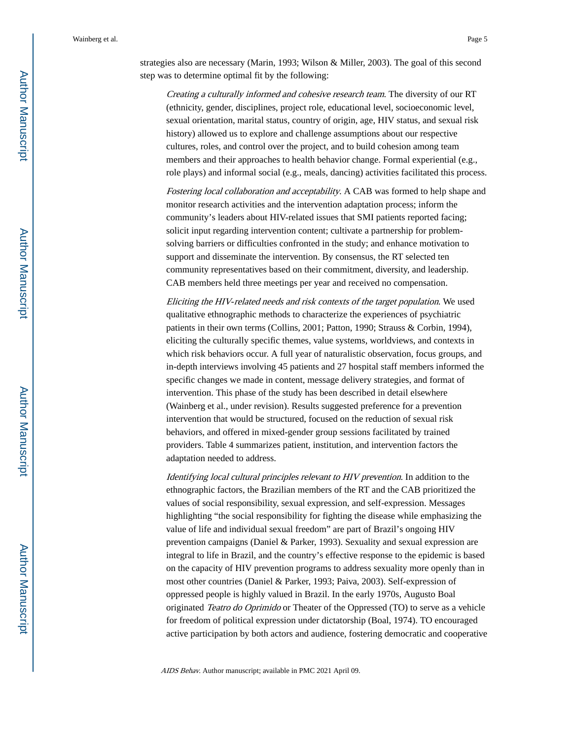strategies also are necessary (Marin, 1993; Wilson & Miller, 2003). The goal of this second step was to determine optimal fit by the following:

*Creating a culturally informed and cohesive research team*. The diversity of our RT (ethnicity, gender, disciplines, project role, educational level, socioeconomic level, sexual orientation, marital status, country of origin, age, HIV status, and sexual risk history) allowed us to explore and challenge assumptions about our respective cultures, roles, and control over the project, and to build cohesion among team members and their approaches to health behavior change. Formal experiential (e.g., role plays) and informal social (e.g., meals, dancing) activities facilitated this process.

*Fostering local collaboration and acceptability*. A CAB was formed to help shape and monitor research activities and the intervention adaptation process; inform the community's leaders about HIV-related issues that SMI patients reported facing; solicit input regarding intervention content; cultivate a partnership for problem-solving barriers or difficulties confronted in the study; and enhance motivation to support and disseminate the intervention. By consensus, the RT selected ten community representatives based on their commitment, diversity, and leadership. CAB members held three meetings per year and received no compensation.

*Eliciting the HIV-related needs and risk contexts of the target population*. We used qualitative ethnographic methods to characterize the experiences of psychiatric patients in their own terms (Collins, 2001; Patton, 1990; Strauss & Corbin, 1994), eliciting the culturally specific themes, value systems, worldviews, and contexts in which risk behaviors occur. A full year of naturalistic observation, focus groups, and in-depth interviews involving 45 patients and 27 hospital staff members informed the specific changes we made in content, message delivery strategies, and format of intervention. This phase of the study has been described in detail elsewhere (Wainberg et al., under revision). Results suggested preference for a prevention intervention that would be structured, focused on the reduction of sexual risk behaviors, and offered in mixed-gender group sessions facilitated by trained providers. Table 4 summarizes patient, institution, and intervention factors the adaptation needed to address.

*Identifying local cultural principles relevant to HIV prevention*. In addition to the ethnographic factors, the Brazilian members of the RT and the CAB prioritized the values of social responsibility, sexual expression, and self-expression. Messages highlighting "the social responsibility for fighting the disease while emphasizing the value of life and individual sexual freedom" are part of Brazil's ongoing HIV prevention campaigns (Daniel & Parker, 1993). Sexuality and sexual expression are integral to life in Brazil, and the country's effective response to the epidemic is based on the capacity of HIV prevention programs to address sexuality more openly than in most other countries (Daniel & Parker, 1993; Paiva, 2003). Self-expression of oppressed people is highly valued in Brazil. In the early 1970s, Augusto Boal originated *Teatro do Oprimido* or Theater of the Oppressed (TO) to serve as a vehicle for freedom of political expression under dictatorship (Boal, 1974). TO encouraged active participation by both actors and audience, fostering democratic and cooperative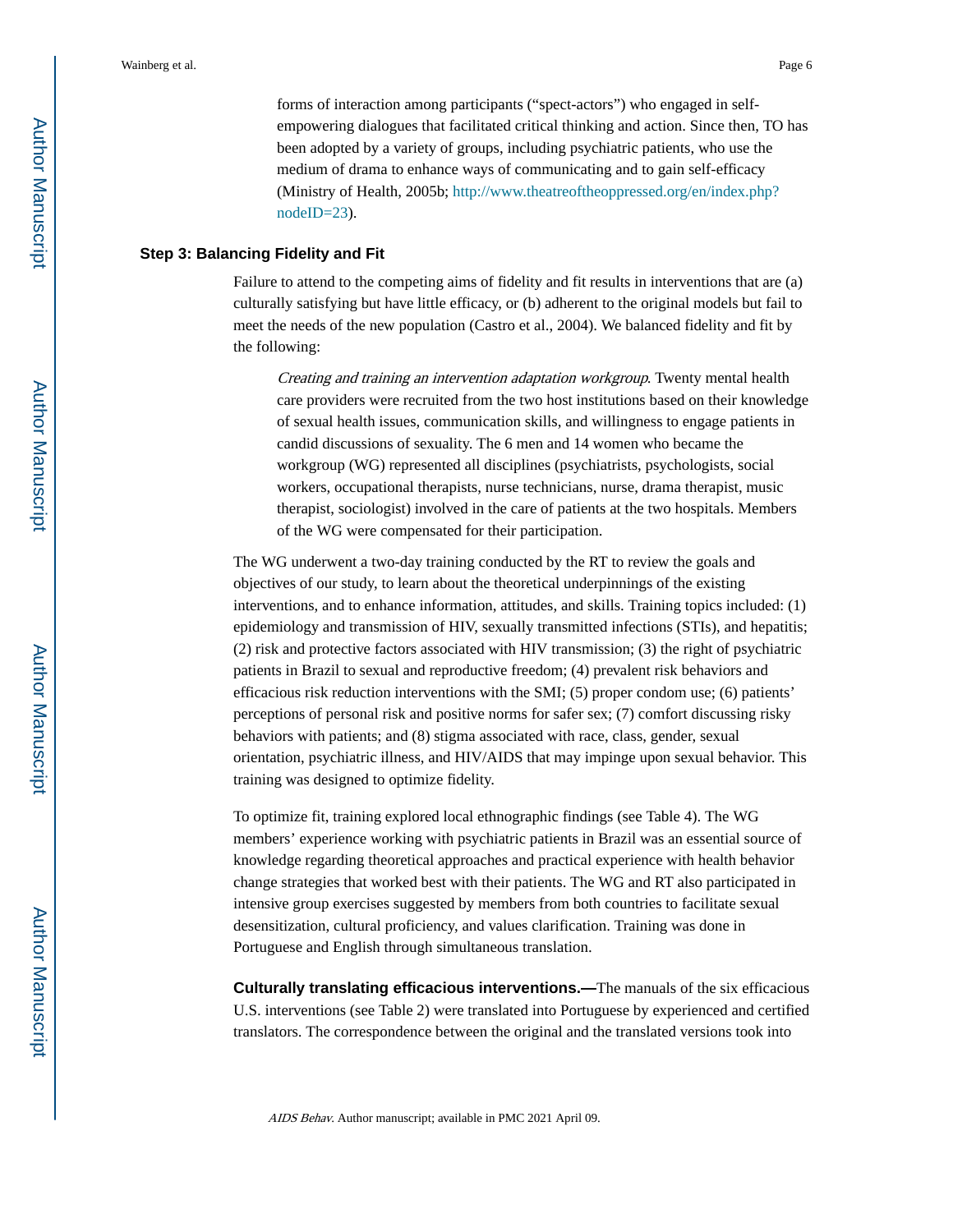forms of interaction among participants ("spect-actors") who engaged in self-empowering dialogues that facilitated critical thinking and action. Since then, TO has been adopted by a variety of groups, including psychiatric patients, who use the medium of drama to enhance ways of communicating and to gain self-efficacy (Ministry of Health, 2005b; http://www.theatreoftheoppressed.org/en/index.php?nodeID=23).

### Step 3: Balancing Fidelity and Fit

Failure to attend to the competing aims of fidelity and fit results in interventions that are (a) culturally satisfying but have little efficacy, or (b) adherent to the original models but fail to meet the needs of the new population (Castro et al., 2004). We balanced fidelity and fit by the following:

> *Creating and training an intervention adaptation workgroup*. Twenty mental health care providers were recruited from the two host institutions based on their knowledge of sexual health issues, communication skills, and willingness to engage patients in candid discussions of sexuality. The 6 men and 14 women who became the workgroup (WG) represented all disciplines (psychiatrists, psychologists, social workers, occupational therapists, nurse technicians, nurse, drama therapist, music therapist, sociologist) involved in the care of patients at the two hospitals. Members of the WG were compensated for their participation.

The WG underwent a two-day training conducted by the RT to review the goals and objectives of our study, to learn about the theoretical underpinnings of the existing interventions, and to enhance information, attitudes, and skills. Training topics included: (1) epidemiology and transmission of HIV, sexually transmitted infections (STIs), and hepatitis; (2) risk and protective factors associated with HIV transmission; (3) the right of psychiatric patients in Brazil to sexual and reproductive freedom; (4) prevalent risk behaviors and efficacious risk reduction interventions with the SMI; (5) proper condom use; (6) patients' perceptions of personal risk and positive norms for safer sex; (7) comfort discussing risky behaviors with patients; and (8) stigma associated with race, class, gender, sexual orientation, psychiatric illness, and HIV/AIDS that may impinge upon sexual behavior. This training was designed to optimize fidelity.

To optimize fit, training explored local ethnographic findings (see Table 4). The WG members' experience working with psychiatric patients in Brazil was an essential source of knowledge regarding theoretical approaches and practical experience with health behavior change strategies that worked best with their patients. The WG and RT also participated in intensive group exercises suggested by members from both countries to facilitate sexual desensitization, cultural proficiency, and values clarification. Training was done in Portuguese and English through simultaneous translation.

**Culturally translating efficacious interventions.—**The manuals of the six efficacious U.S. interventions (see Table 2) were translated into Portuguese by experienced and certified translators. The correspondence between the original and the translated versions took into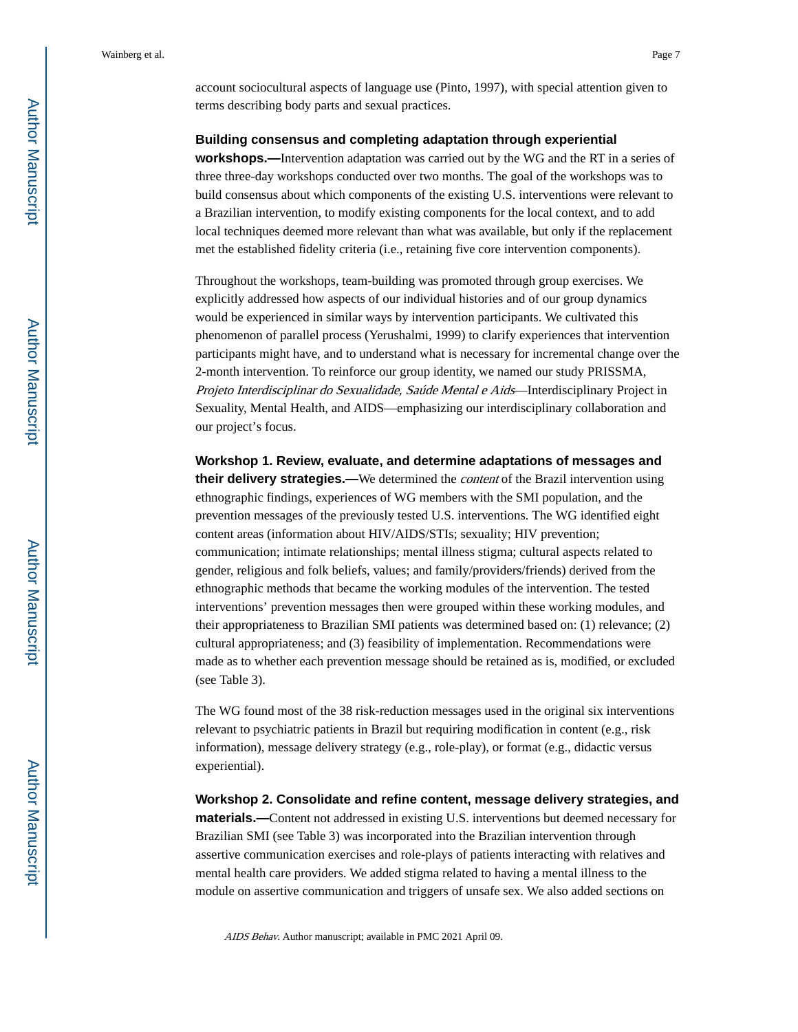account sociocultural aspects of language use (Pinto, 1997), with special attention given to terms describing body parts and sexual practices.

**Building consensus and completing adaptation through experiential workshops.—**Intervention adaptation was carried out by the WG and the RT in a series of three three-day workshops conducted over two months. The goal of the workshops was to build consensus about which components of the existing U.S. interventions were relevant to a Brazilian intervention, to modify existing components for the local context, and to add local techniques deemed more relevant than what was available, but only if the replacement met the established fidelity criteria (i.e., retaining five core intervention components).

Throughout the workshops, team-building was promoted through group exercises. We explicitly addressed how aspects of our individual histories and of our group dynamics would be experienced in similar ways by intervention participants. We cultivated this phenomenon of parallel process (Yerushalmi, 1999) to clarify experiences that intervention participants might have, and to understand what is necessary for incremental change over the 2-month intervention. To reinforce our group identity, we named our study PRISSMA, *Projeto Interdisciplinar do Sexualidade, Saúde Mental e Aids*—Interdisciplinary Project in Sexuality, Mental Health, and AIDS—emphasizing our interdisciplinary collaboration and our project's focus.

**Workshop 1. Review, evaluate, and determine adaptations of messages and their delivery strategies.—**We determined the *content* of the Brazil intervention using ethnographic findings, experiences of WG members with the SMI population, and the prevention messages of the previously tested U.S. interventions. The WG identified eight content areas (information about HIV/AIDS/STIs; sexuality; HIV prevention; communication; intimate relationships; mental illness stigma; cultural aspects related to gender, religious and folk beliefs, values; and family/providers/friends) derived from the ethnographic methods that became the working modules of the intervention. The tested interventions' prevention messages then were grouped within these working modules, and their appropriateness to Brazilian SMI patients was determined based on: (1) relevance; (2) cultural appropriateness; and (3) feasibility of implementation. Recommendations were made as to whether each prevention message should be retained as is, modified, or excluded (see Table 3).

The WG found most of the 38 risk-reduction messages used in the original six interventions relevant to psychiatric patients in Brazil but requiring modification in content (e.g., risk information), message delivery strategy (e.g., role-play), or format (e.g., didactic versus experiential).

**Workshop 2. Consolidate and refine content, message delivery strategies, and materials.—**Content not addressed in existing U.S. interventions but deemed necessary for Brazilian SMI (see Table 3) was incorporated into the Brazilian intervention through assertive communication exercises and role-plays of patients interacting with relatives and mental health care providers. We added stigma related to having a mental illness to the module on assertive communication and triggers of unsafe sex. We also added sections on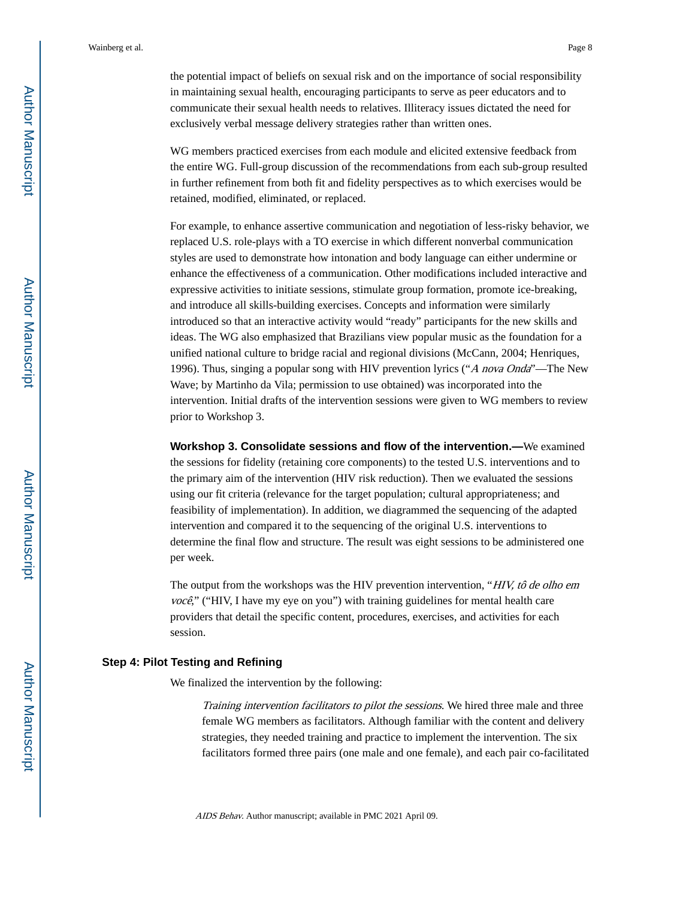the potential impact of beliefs on sexual risk and on the importance of social responsibility in maintaining sexual health, encouraging participants to serve as peer educators and to communicate their sexual health needs to relatives. Illiteracy issues dictated the need for exclusively verbal message delivery strategies rather than written ones.

WG members practiced exercises from each module and elicited extensive feedback from the entire WG. Full-group discussion of the recommendations from each sub-group resulted in further refinement from both fit and fidelity perspectives as to which exercises would be retained, modified, eliminated, or replaced.

For example, to enhance assertive communication and negotiation of less-risky behavior, we replaced U.S. role-plays with a TO exercise in which different nonverbal communication styles are used to demonstrate how intonation and body language can either undermine or enhance the effectiveness of a communication. Other modifications included interactive and expressive activities to initiate sessions, stimulate group formation, promote ice-breaking, and introduce all skills-building exercises. Concepts and information were similarly introduced so that an interactive activity would "ready" participants for the new skills and ideas. The WG also emphasized that Brazilians view popular music as the foundation for a unified national culture to bridge racial and regional divisions (McCann, 2004; Henriques, 1996). Thus, singing a popular song with HIV prevention lyrics ("*A nova Onda*"—The New Wave; by Martinho da Vila; permission to use obtained) was incorporated into the intervention. Initial drafts of the intervention sessions were given to WG members to review prior to Workshop 3.

**Workshop 3. Consolidate sessions and flow of the intervention.—**We examined the sessions for fidelity (retaining core components) to the tested U.S. interventions and to the primary aim of the intervention (HIV risk reduction). Then we evaluated the sessions using our fit criteria (relevance for the target population; cultural appropriateness; and feasibility of implementation). In addition, we diagrammed the sequencing of the adapted intervention and compared it to the sequencing of the original U.S. interventions to determine the final flow and structure. The result was eight sessions to be administered one per week.

The output from the workshops was the HIV prevention intervention, "*HIV, tô de olho em você*," ("HIV, I have my eye on you") with training guidelines for mental health care providers that detail the specific content, procedures, exercises, and activities for each session.

### Step 4: Pilot Testing and Refining

We finalized the intervention by the following:

> *Training intervention facilitators to pilot the sessions*. We hired three male and three female WG members as facilitators. Although familiar with the content and delivery strategies, they needed training and practice to implement the intervention. The six facilitators formed three pairs (one male and one female), and each pair co-facilitated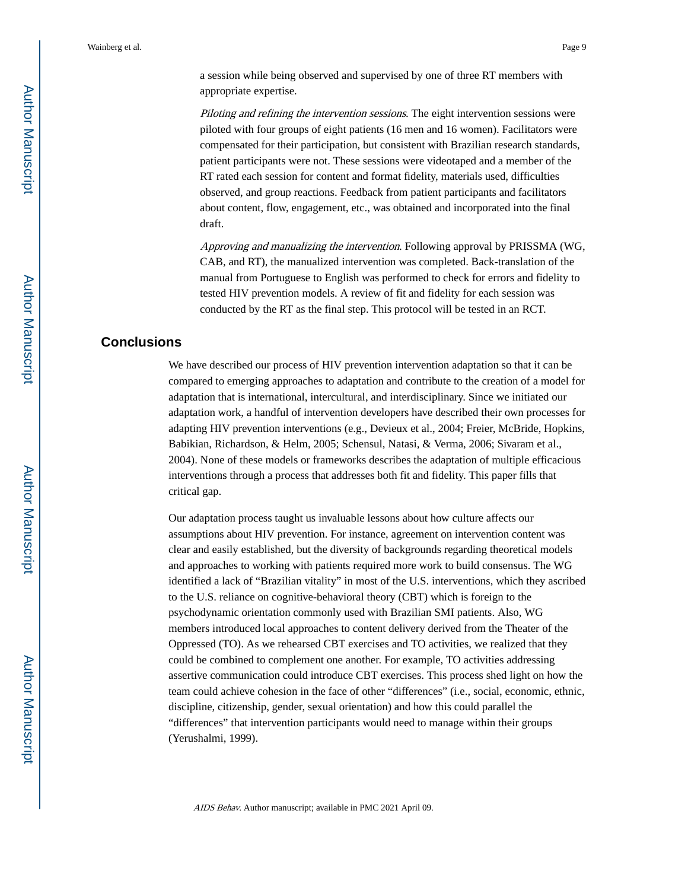a session while being observed and supervised by one of three RT members with appropriate expertise.

*Piloting and refining the intervention sessions*. The eight intervention sessions were piloted with four groups of eight patients (16 men and 16 women). Facilitators were compensated for their participation, but consistent with Brazilian research standards, patient participants were not. These sessions were videotaped and a member of the RT rated each session for content and format fidelity, materials used, difficulties observed, and group reactions. Feedback from patient participants and facilitators about content, flow, engagement, etc., was obtained and incorporated into the final draft.

*Approving and manualizing the intervention*. Following approval by PRISSMA (WG, CAB, and RT), the manualized intervention was completed. Back-translation of the manual from Portuguese to English was performed to check for errors and fidelity to tested HIV prevention models. A review of fit and fidelity for each session was conducted by the RT as the final step. This protocol will be tested in an RCT.

## Conclusions

We have described our process of HIV prevention intervention adaptation so that it can be compared to emerging approaches to adaptation and contribute to the creation of a model for adaptation that is international, intercultural, and interdisciplinary. Since we initiated our adaptation work, a handful of intervention developers have described their own processes for adapting HIV prevention interventions (e.g., Devieux et al., 2004; Freier, McBride, Hopkins, Babikian, Richardson, & Helm, 2005; Schensul, Natasi, & Verma, 2006; Sivaram et al., 2004). None of these models or frameworks describes the adaptation of multiple efficacious interventions through a process that addresses both fit and fidelity. This paper fills that critical gap.

Our adaptation process taught us invaluable lessons about how culture affects our assumptions about HIV prevention. For instance, agreement on intervention content was clear and easily established, but the diversity of backgrounds regarding theoretical models and approaches to working with patients required more work to build consensus. The WG identified a lack of "Brazilian vitality" in most of the U.S. interventions, which they ascribed to the U.S. reliance on cognitive-behavioral theory (CBT) which is foreign to the psychodynamic orientation commonly used with Brazilian SMI patients. Also, WG members introduced local approaches to content delivery derived from the Theater of the Oppressed (TO). As we rehearsed CBT exercises and TO activities, we realized that they could be combined to complement one another. For example, TO activities addressing assertive communication could introduce CBT exercises. This process shed light on how the team could achieve cohesion in the face of other "differences" (i.e., social, economic, ethnic, discipline, citizenship, gender, sexual orientation) and how this could parallel the "differences" that intervention participants would need to manage within their groups (Yerushalmi, 1999).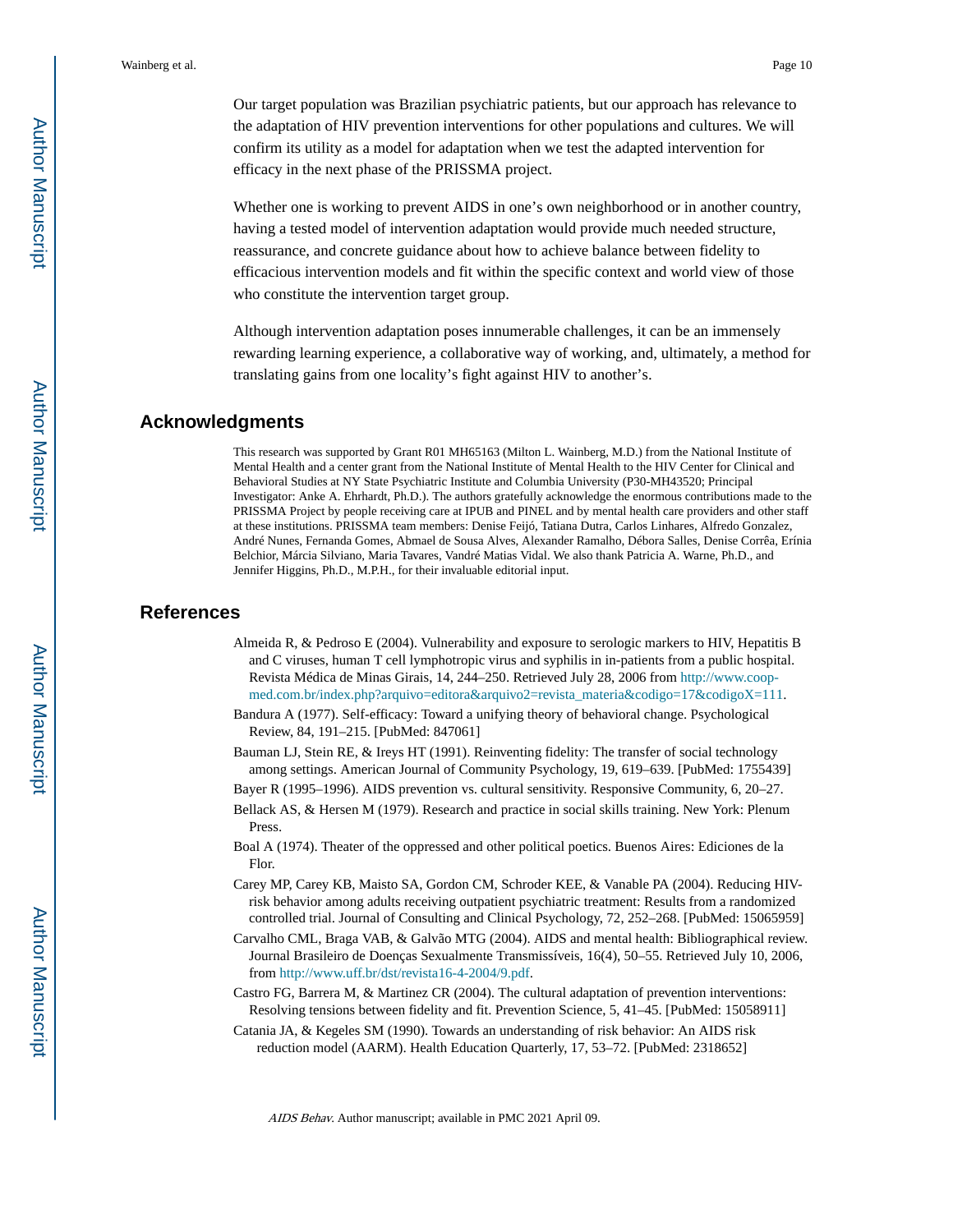Our target population was Brazilian psychiatric patients, but our approach has relevance to the adaptation of HIV prevention interventions for other populations and cultures. We will confirm its utility as a model for adaptation when we test the adapted intervention for efficacy in the next phase of the PRISSMA project.

Whether one is working to prevent AIDS in one's own neighborhood or in another country, having a tested model of intervention adaptation would provide much needed structure, reassurance, and concrete guidance about how to achieve balance between fidelity to efficacious intervention models and fit within the specific context and world view of those who constitute the intervention target group.

Although intervention adaptation poses innumerable challenges, it can be an immensely rewarding learning experience, a collaborative way of working, and, ultimately, a method for translating gains from one locality's fight against HIV to another's.

## Acknowledgments

This research was supported by Grant R01 MH65163 (Milton L. Wainberg, M.D.) from the National Institute of Mental Health and a center grant from the National Institute of Mental Health to the HIV Center for Clinical and Behavioral Studies at NY State Psychiatric Institute and Columbia University (P30-MH43520; Principal Investigator: Anke A. Ehrhardt, Ph.D.). The authors gratefully acknowledge the enormous contributions made to the PRISSMA Project by people receiving care at IPUB and PINEL and by mental health care providers and other staff at these institutions. PRISSMA team members: Denise Feijó, Tatiana Dutra, Carlos Linhares, Alfredo Gonzalez, André Nunes, Fernanda Gomes, Abmael de Sousa Alves, Alexander Ramalho, Débora Salles, Denise Corrêa, Erínia Belchior, Márcia Silviano, Maria Tavares, Vandré Matias Vidal. We also thank Patricia A. Warne, Ph.D., and Jennifer Higgins, Ph.D., M.P.H., for their invaluable editorial input.

## References

Almeida R, & Pedroso E (2004). Vulnerability and exposure to serologic markers to HIV, Hepatitis B and C viruses, human T cell lymphotropic virus and syphilis in in-patients from a public hospital. Revista Médica de Minas Girais, 14, 244–250. Retrieved July 28, 2006 from http://www.coop-med.com.br/index.php?arquivo=editora&arquivo2=revista_materia&codigo=17&codigoX=111.

Bandura A (1977). Self-efficacy: Toward a unifying theory of behavioral change. Psychological Review, 84, 191–215. [PubMed: 847061]

Bauman LJ, Stein RE, & Ireys HT (1991). Reinventing fidelity: The transfer of social technology among settings. American Journal of Community Psychology, 19, 619–639. [PubMed: 1755439]

Bayer R (1995–1996). AIDS prevention vs. cultural sensitivity. Responsive Community, 6, 20–27.

Bellack AS, & Hersen M (1979). Research and practice in social skills training. New York: Plenum Press.

Boal A (1974). Theater of the oppressed and other political poetics. Buenos Aires: Ediciones de la Flor.

Carey MP, Carey KB, Maisto SA, Gordon CM, Schroder KEE, & Vanable PA (2004). Reducing HIV-risk behavior among adults receiving outpatient psychiatric treatment: Results from a randomized controlled trial. Journal of Consulting and Clinical Psychology, 72, 252–268. [PubMed: 15065959]

Carvalho CML, Braga VAB, & Galvão MTG (2004). AIDS and mental health: Bibliographical review. Journal Brasileiro de Doenças Sexualmente Transmissíveis, 16(4), 50–55. Retrieved July 10, 2006, from http://www.uff.br/dst/revista16-4-2004/9.pdf.

Castro FG, Barrera M, & Martinez CR (2004). The cultural adaptation of prevention interventions: Resolving tensions between fidelity and fit. Prevention Science, 5, 41–45. [PubMed: 15058911]

Catania JA, & Kegeles SM (1990). Towards an understanding of risk behavior: An AIDS risk reduction model (AARM). Health Education Quarterly, 17, 53–72. [PubMed: 2318652]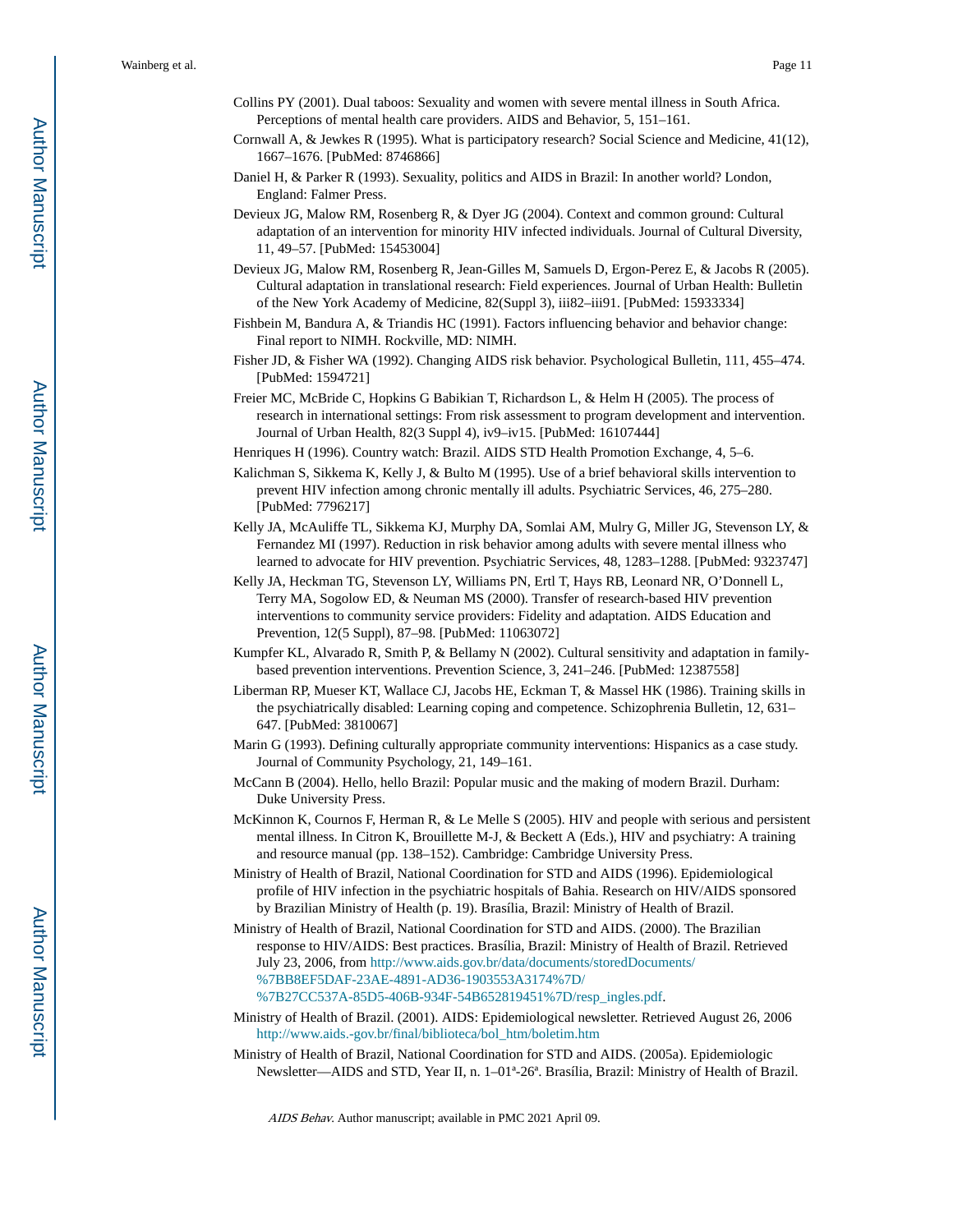Collins PY (2001). Dual taboos: Sexuality and women with severe mental illness in South Africa. Perceptions of mental health care providers. AIDS and Behavior, 5, 151–161.

Cornwall A, & Jewkes R (1995). What is participatory research? Social Science and Medicine, 41(12), 1667–1676. [PubMed: 8746866]

Daniel H, & Parker R (1993). Sexuality, politics and AIDS in Brazil: In another world? London, England: Falmer Press.

Devieux JG, Malow RM, Rosenberg R, & Dyer JG (2004). Context and common ground: Cultural adaptation of an intervention for minority HIV infected individuals. Journal of Cultural Diversity, 11, 49–57. [PubMed: 15453004]

Devieux JG, Malow RM, Rosenberg R, Jean-Gilles M, Samuels D, Ergon-Perez E, & Jacobs R (2005). Cultural adaptation in translational research: Field experiences. Journal of Urban Health: Bulletin of the New York Academy of Medicine, 82(Suppl 3), iii82–iii91. [PubMed: 15933334]

Fishbein M, Bandura A, & Triandis HC (1991). Factors influencing behavior and behavior change: Final report to NIMH. Rockville, MD: NIMH.

Fisher JD, & Fisher WA (1992). Changing AIDS risk behavior. Psychological Bulletin, 111, 455–474. [PubMed: 1594721]

Freier MC, McBride C, Hopkins G Babikian T, Richardson L, & Helm H (2005). The process of research in international settings: From risk assessment to program development and intervention. Journal of Urban Health, 82(3 Suppl 4), iv9–iv15. [PubMed: 16107444]

Henriques H (1996). Country watch: Brazil. AIDS STD Health Promotion Exchange, 4, 5–6.

Kalichman S, Sikkema K, Kelly J, & Bulto M (1995). Use of a brief behavioral skills intervention to prevent HIV infection among chronic mentally ill adults. Psychiatric Services, 46, 275–280. [PubMed: 7796217]

Kelly JA, McAuliffe TL, Sikkema KJ, Murphy DA, Somlai AM, Mulry G, Miller JG, Stevenson LY, & Fernandez MI (1997). Reduction in risk behavior among adults with severe mental illness who learned to advocate for HIV prevention. Psychiatric Services, 48, 1283–1288. [PubMed: 9323747]

Kelly JA, Heckman TG, Stevenson LY, Williams PN, Ertl T, Hays RB, Leonard NR, O'Donnell L, Terry MA, Sogolow ED, & Neuman MS (2000). Transfer of research-based HIV prevention interventions to community service providers: Fidelity and adaptation. AIDS Education and Prevention, 12(5 Suppl), 87–98. [PubMed: 11063072]

Kumpfer KL, Alvarado R, Smith P, & Bellamy N (2002). Cultural sensitivity and adaptation in family-based prevention interventions. Prevention Science, 3, 241–246. [PubMed: 12387558]

Liberman RP, Mueser KT, Wallace CJ, Jacobs HE, Eckman T, & Massel HK (1986). Training skills in the psychiatrically disabled: Learning coping and competence. Schizophrenia Bulletin, 12, 631–647. [PubMed: 3810067]

Marin G (1993). Defining culturally appropriate community interventions: Hispanics as a case study. Journal of Community Psychology, 21, 149–161.

McCann B (2004). Hello, hello Brazil: Popular music and the making of modern Brazil. Durham: Duke University Press.

McKinnon K, Cournos F, Herman R, & Le Melle S (2005). HIV and people with serious and persistent mental illness. In Citron K, Brouillette M-J, & Beckett A (Eds.), HIV and psychiatry: A training and resource manual (pp. 138–152). Cambridge: Cambridge University Press.

Ministry of Health of Brazil, National Coordination for STD and AIDS (1996). Epidemiological profile of HIV infection in the psychiatric hospitals of Bahia. Research on HIV/AIDS sponsored by Brazilian Ministry of Health (p. 19). Brasília, Brazil: Ministry of Health of Brazil.

Ministry of Health of Brazil, National Coordination for STD and AIDS. (2000). The Brazilian response to HIV/AIDS: Best practices. Brasília, Brazil: Ministry of Health of Brazil. Retrieved July 23, 2006, from http://www.aids.gov.br/data/documents/storedDocuments/%7BB8EF5DAF-23AE-4891-AD36-1903553A3174%7D/%7B27CC537A-85D5-406B-934F-54B652819451%7D/resp_ingles.pdf.

Ministry of Health of Brazil. (2001). AIDS: Epidemiological newsletter. Retrieved August 26, 2006 http://www.aids.-gov.br/final/biblioteca/bol_htm/boletim.htm

Ministry of Health of Brazil, National Coordination for STD and AIDS. (2005a). Epidemiologic Newsletter—AIDS and STD, Year II, n. 1–01ª-26ª. Brasília, Brazil: Ministry of Health of Brazil.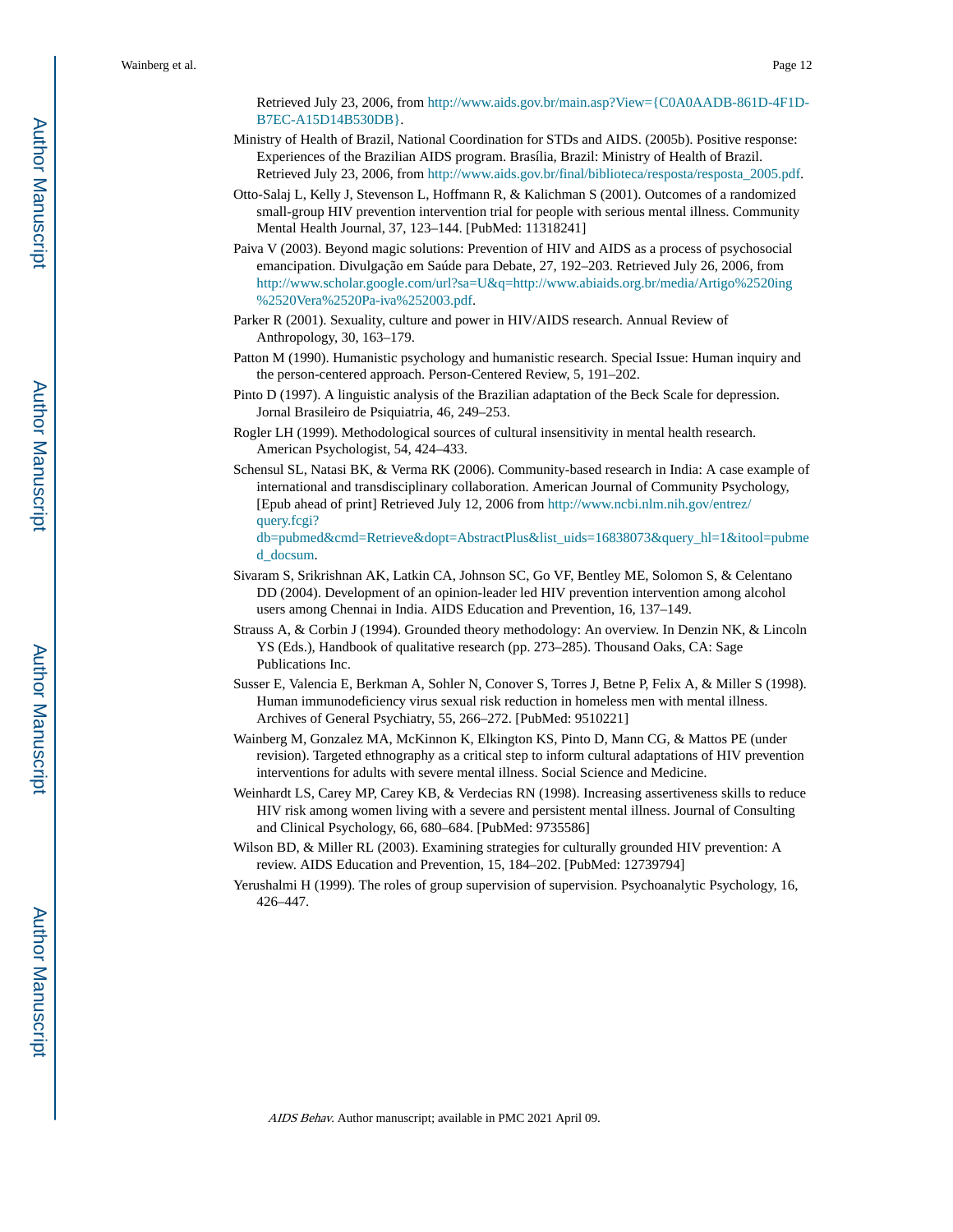Retrieved July 23, 2006, from http://www.aids.gov.br/main.asp?View={C0A0AADB-861D-4F1D-B7EC-A15D14B530DB}.

Ministry of Health of Brazil, National Coordination for STDs and AIDS. (2005b). Positive response: Experiences of the Brazilian AIDS program. Brasília, Brazil: Ministry of Health of Brazil. Retrieved July 23, 2006, from http://www.aids.gov.br/final/biblioteca/resposta/resposta_2005.pdf.

Otto-Salaj L, Kelly J, Stevenson L, Hoffmann R, & Kalichman S (2001). Outcomes of a randomized small-group HIV prevention intervention trial for people with serious mental illness. Community Mental Health Journal, 37, 123–144. [PubMed: 11318241]

Paiva V (2003). Beyond magic solutions: Prevention of HIV and AIDS as a process of psychosocial emancipation. Divulgação em Saúde para Debate, 27, 192–203. Retrieved July 26, 2006, from http://www.scholar.google.com/url?sa=U&q=http://www.abiaids.org.br/media/Artigo%2520ing%2520Vera%2520Pa-iva%252003.pdf.

Parker R (2001). Sexuality, culture and power in HIV/AIDS research. Annual Review of Anthropology, 30, 163–179.

Patton M (1990). Humanistic psychology and humanistic research. Special Issue: Human inquiry and the person-centered approach. Person-Centered Review, 5, 191–202.

Pinto D (1997). A linguistic analysis of the Brazilian adaptation of the Beck Scale for depression. Jornal Brasileiro de Psiquiatria, 46, 249–253.

Rogler LH (1999). Methodological sources of cultural insensitivity in mental health research. American Psychologist, 54, 424–433.

Schensul SL, Natasi BK, & Verma RK (2006). Community-based research in India: A case example of international and transdisciplinary collaboration. American Journal of Community Psychology, [Epub ahead of print] Retrieved July 12, 2006 from http://www.ncbi.nlm.nih.gov/entrez/query.fcgi?db=pubmed&cmd=Retrieve&dopt=AbstractPlus&list_uids=16838073&query_hl=1&itool=pubmed_docsum.

Sivaram S, Srikrishnan AK, Latkin CA, Johnson SC, Go VF, Bentley ME, Solomon S, & Celentano DD (2004). Development of an opinion-leader led HIV prevention intervention among alcohol users among Chennai in India. AIDS Education and Prevention, 16, 137–149.

Strauss A, & Corbin J (1994). Grounded theory methodology: An overview. In Denzin NK, & Lincoln YS (Eds.), Handbook of qualitative research (pp. 273–285). Thousand Oaks, CA: Sage Publications Inc.

Susser E, Valencia E, Berkman A, Sohler N, Conover S, Torres J, Betne P, Felix A, & Miller S (1998). Human immunodeficiency virus sexual risk reduction in homeless men with mental illness. Archives of General Psychiatry, 55, 266–272. [PubMed: 9510221]

Wainberg M, Gonzalez MA, McKinnon K, Elkington KS, Pinto D, Mann CG, & Mattos PE (under revision). Targeted ethnography as a critical step to inform cultural adaptations of HIV prevention interventions for adults with severe mental illness. Social Science and Medicine.

Weinhardt LS, Carey MP, Carey KB, & Verdecias RN (1998). Increasing assertiveness skills to reduce HIV risk among women living with a severe and persistent mental illness. Journal of Consulting and Clinical Psychology, 66, 680–684. [PubMed: 9735586]

Wilson BD, & Miller RL (2003). Examining strategies for culturally grounded HIV prevention: A review. AIDS Education and Prevention, 15, 184–202. [PubMed: 12739794]

Yerushalmi H (1999). The roles of group supervision of supervision. Psychoanalytic Psychology, 16, 426–447.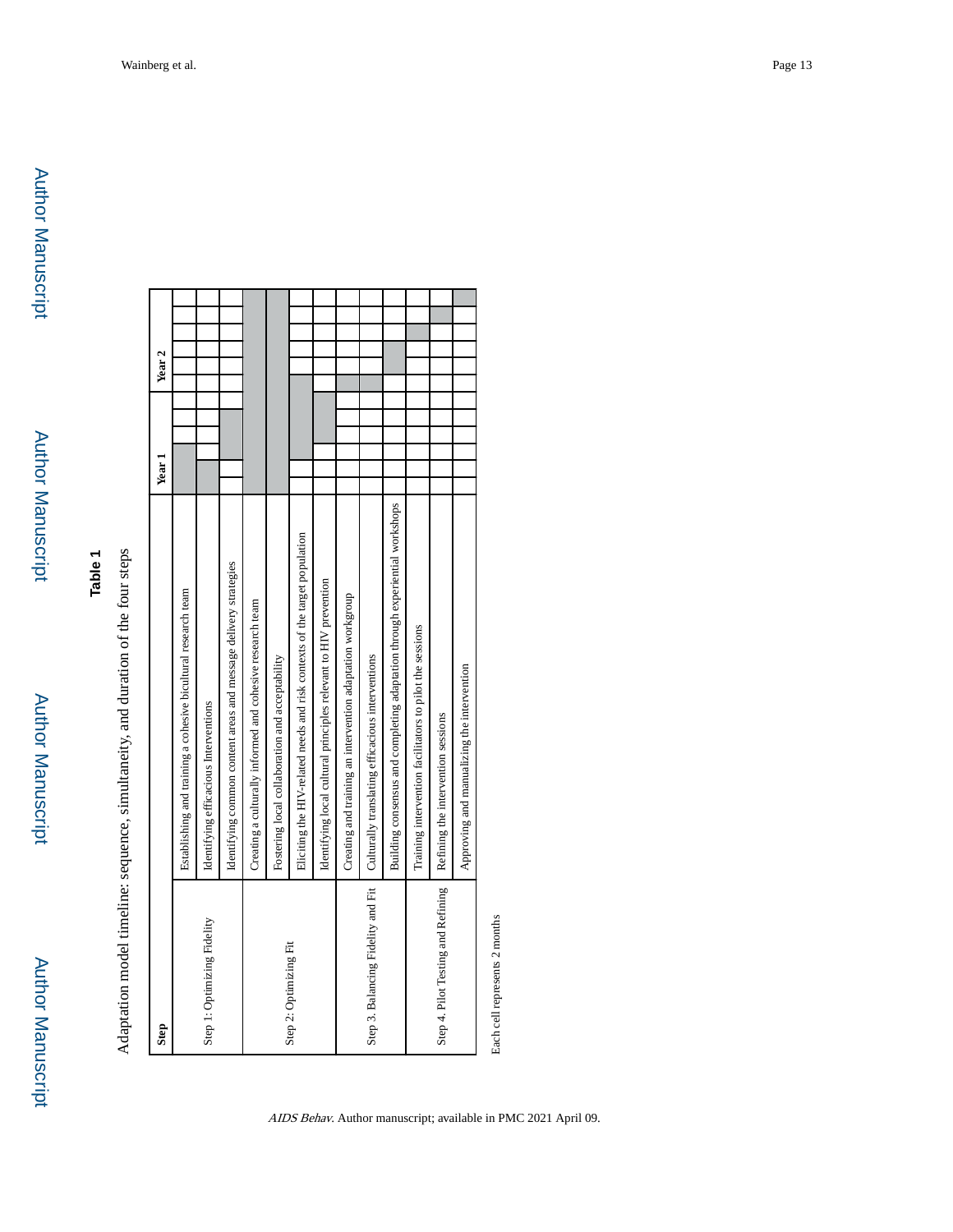**Table 1**

Adaptation model timeline: sequence, simultaneity, and duration of the four steps

| Step | | Year 1 | | | | | | Year 2 | | | | | |
|---|---|---|---|---|---|---|---|---|---|---|---|---|---|
| Step 1: Optimizing Fidelity | Establishing and training a cohesive bicultural research team | ■ | ■ | ■ | | | | | | | | | |
| | Identifying efficacious Interventions | ■ | ■ | | | | | | | | | | |
| | Identifying common content areas and message delivery strategies | | | ■ | ■ | ■ | | | | | | | |
| Step 2: Optimizing Fit | Creating a culturally informed and cohesive research team | ■ | ■ | ■ | ■ | ■ | ■ | ■ | ■ | ■ | ■ | ■ | ■ |
| | Fostering local collaboration and acceptability | ■ | ■ | ■ | ■ | ■ | ■ | ■ | ■ | ■ | ■ | ■ | ■ |
| | Eliciting the HIV-related needs and risk contexts of the target population | | | ■ | ■ | ■ | ■ | ■ | | | | | |
| | Identifying local cultural principles relevant to HIV prevention | | | | ■ | ■ | ■ | | | | | | |
| Step 3. Balancing Fidelity and Fit | Creating and training an intervention adaptation workgroup | | | | | | | ■ | | | | | |
| | Culturally translating efficacious interventions | | | | | | | ■ | | | | | |
| | Building consensus and completing adaptation through experiential workshops | | | | | | | | ■ | ■ | | | |
| Step 4. Pilot Testing and Refining | Training intervention facilitators to pilot the sessions | | | | | | | | | | ■ | | |
| | Refining the intervention sessions | | | | | | | | | | | ■ | |
| | Approving and manualizing the intervention | | | | | | | | | | | | ■ |

Each cell represents 2 months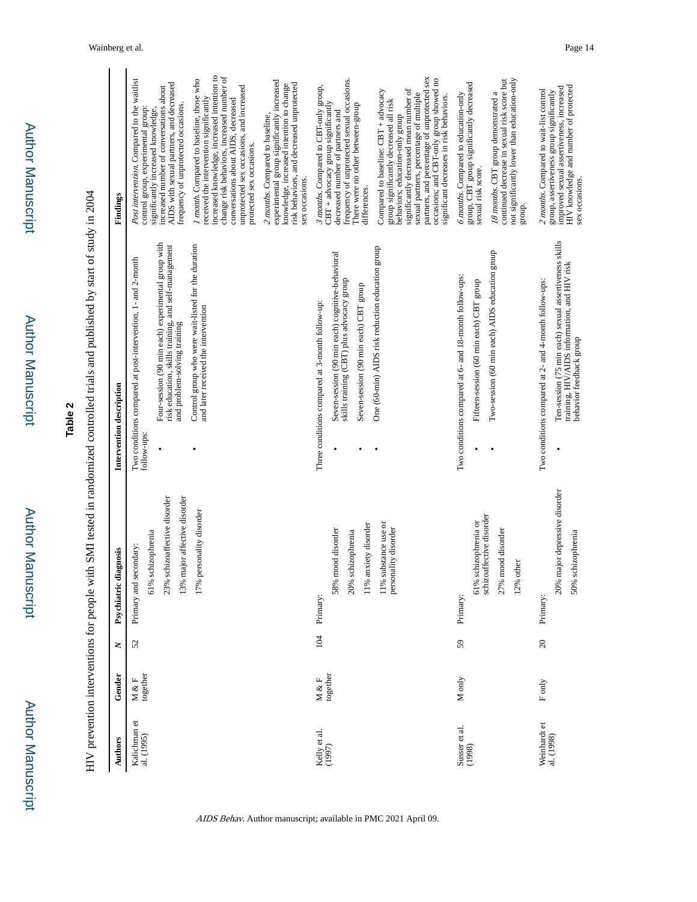**Table 2**

HIV prevention interventions for people with SMI tested in randomized controlled trials and published by start of study in 2004

| Authors | Gender | N | Psychiatric diagnosis | Intervention description | Findings |
|---|---|---|---|---|---|
| Kalichman et al. (1995) | M & F together | 52 | Primary and secondary:<br>61% schizophrenia<br>23% schizoaffective disorder<br>13% major affective disorder<br>17% personality disorder | Two conditions compared at post-intervention, 1- and 2-month follow-ups:<br>• Four-session (90 min each) experimental group with risk education, skills training, and self-management and problem-solving training<br>• Control group who were wait-listed for the duration and later received the intervention | *Post intervention.* Compared to the waitlist control group, experimental group: significantly increased knowledge, increased number of conversations about AIDS with sexual partners, and decreased frequency of unprotected occasions.<br>*1 month.* Compared to baseline, those who received the intervention significantly increased knowledge, increased intention to change risk behaviors, increased number of conversations about AIDS, decreased unprotected sex occasions, and increased protected sex occasions.<br>*2 months.* Compared to baseline, experimental group significantly increased knowledge, increased intention to change risk behaviors, and decreased unprotected sex occasions. |
| Kelly et al. (1997) | M & F together | 104 | Primary:<br>58% mood disorder<br>20% schizophrenia<br>11% anxiety disorder<br>11% substance use or personality disorder | Three conditions compared at 3-month follow-up:<br>• Seven-session (90 min each) cognitive-behavioral skills training (CBT) plus advocacy group<br>• Seven-session (90 min each) CBT group<br>• One (60-min) AIDS risk reduction education group | *3 months.* Compared to CBT-only group, CBT + advocacy group significantly decreased number of partners and frequency of unprotected sexual occasions. There were no other between-group differences.<br>Compared to baseline: CBT + advocacy group significantly decreased all risk behaviors; education-only group significantly decreased mean number of sexual partners, percentage of multiple partners, and percentage of unprotected sex occasions; and CBT-only group showed no significant decreases in risk behaviors. |
| Susser et al. (1998) | M only | 59 | Primary:<br>61% schizophrenia or schizoaffective disorder<br>27% mood disorder<br>12% other | Two conditions compared at 6- and 18-month follow-ups:<br>• Fifteen-session (60 min each) CBT group<br>• Two-session (60 min each) AIDS education group | *6 months.* Compared to education-only group, CBT group significantly decreased sexual risk score.<br>*18 months.* CBT group demonstrated a continued decrease in sexual risk score but not significantly lower than education-only group. |
| Weinhardt et al. (1998) | F only | 20 | Primary:<br>20% major depressive disorder<br>50% schizophrenia | Two conditions compared at 2- and 4-month follow-ups:<br>• Ten-session (75 min each) sexual assertiveness skills training, HIV/AIDS information, and HIV risk behavior feedback group | *2 months.* Compared to wait-list control group, assertiveness group significantly improved sexual assertiveness, increased HIV knowledge and number of protected sex occasions. |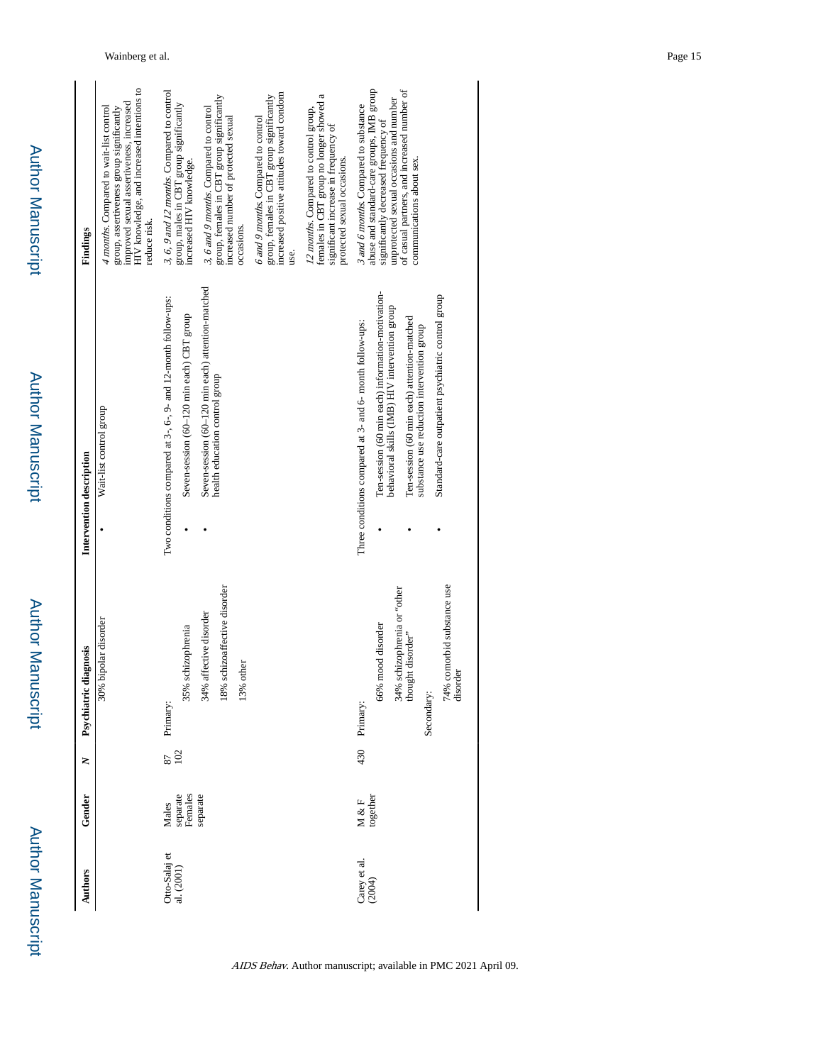| Authors | Gender | N | Psychiatric diagnosis | Intervention description | Findings |
|---|---|---|---|---|---|
| | | | 30% bipolar disorder | • Wait-list control group | *4 months*. Compared to wait-list control group, assertiveness group significantly improved sexual assertiveness, increased HIV knowledge, and increased intentions to reduce risk. |
| Otto-Salaj et al. (2001) | Males separate<br>Females separate | 87<br>102 | Primary:<br>35% schizophrenia<br>34% affective disorder<br>18% schizoaffective disorder<br>13% other | Two conditions compared at 3-, 6-, 9- and 12-month follow-ups:<br>• Seven-session (60–120 min each) CBT group<br>• Seven-session (60–120 min each) attention-matched health education control group | *3, 6, 9 and 12 months*. Compared to control group, males in CBT group significantly increased HIV knowledge.<br>*3, 6 and 9 months*. Compared to control group, females in CBT group significantly increased number of protected sexual occasions.<br>*6 and 9 months*. Compared to control group, females in CBT group significantly increased positive attitudes toward condom use.<br>*12 months*. Compared to control group, females in CBT group no longer showed a significant increase in frequency of protected sexual occasions. |
| Carey et al. (2004) | M & F together | 430 | Primary:<br>66% mood disorder<br>34% schizophrenia or "other thought disorder"<br>Secondary:<br>74% comorbid substance use disorder | Three conditions compared at 3- and 6- month follow-ups:<br>• Ten-session (60 min each) information-motivation-behavioral skills (IMB) HIV intervention group<br>• Ten-session (60 min each) attention-matched substance use reduction intervention group<br>• Standard-care outpatient psychiatric control group | *3 and 6 months*. Compared to substance abuse and standard-care groups, IMB group significantly decreased frequency of unprotected sexual occasions and number of casual partners, and increased number of communications about sex. |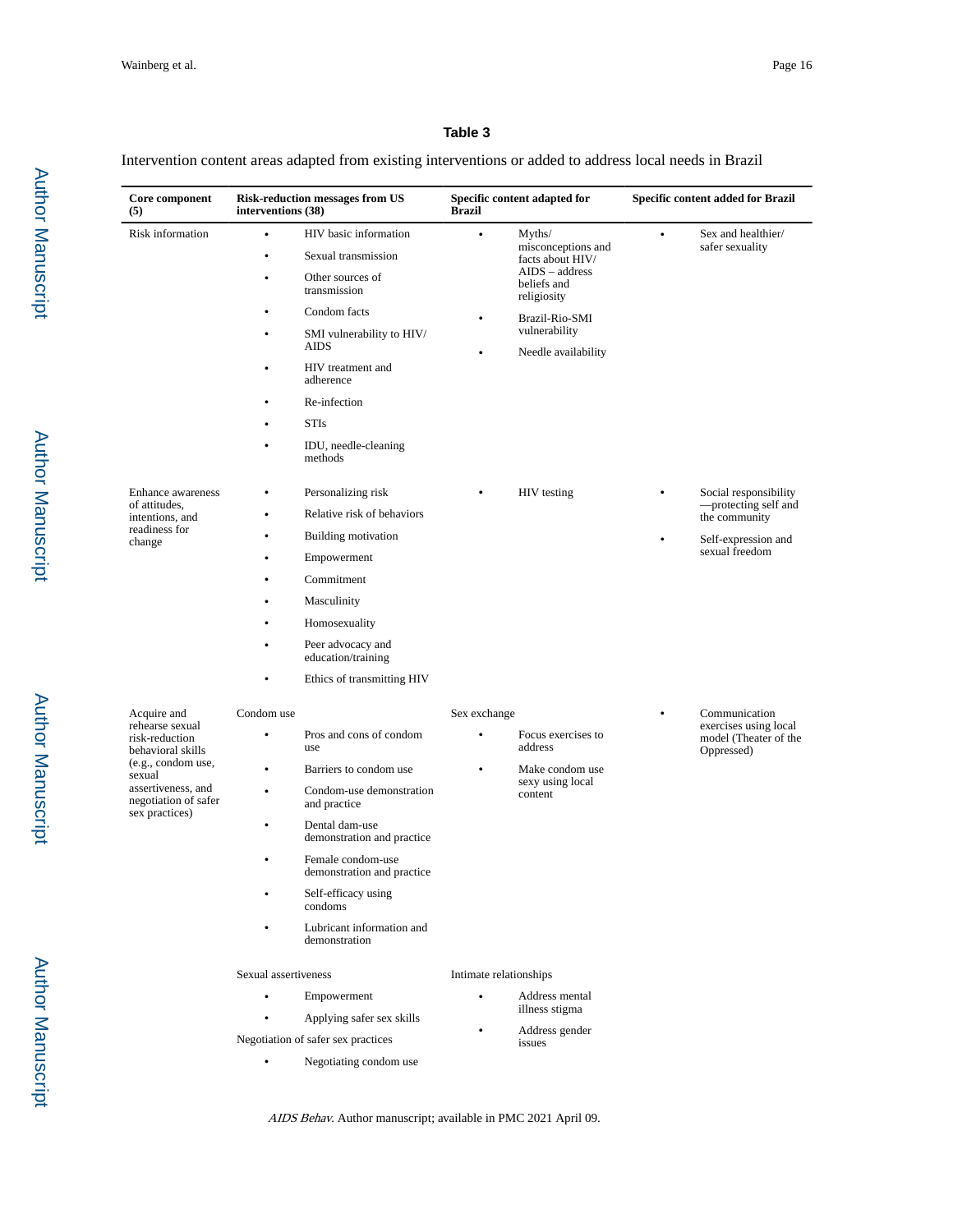**Table 3**

Intervention content areas adapted from existing interventions or added to address local needs in Brazil

| Core component (5) | Risk-reduction messages from US interventions (38) | Specific content adapted for Brazil | Specific content added for Brazil |
|---|---|---|---|
| Risk information | • HIV basic information<br>• Sexual transmission<br>• Other sources of transmission<br>• Condom facts<br>• SMI vulnerability to HIV/AIDS<br>• HIV treatment and adherence<br>• Re-infection<br>• STIs<br>• IDU, needle-cleaning methods | • Myths/misconceptions and facts about HIV/AIDS – address beliefs and religiosity<br>• Brazil-Rio-SMI vulnerability<br>• Needle availability | • Sex and healthier/safer sexuality |
| Enhance awareness of attitudes, intentions, and readiness for change | • Personalizing risk<br>• Relative risk of behaviors<br>• Building motivation<br>• Empowerment<br>• Commitment<br>• Masculinity<br>• Homosexuality<br>• Peer advocacy and education/training<br>• Ethics of transmitting HIV | • HIV testing | • Social responsibility—protecting self and the community<br>• Self-expression and sexual freedom |
| Acquire and rehearse sexual risk-reduction behavioral skills (e.g., condom use, sexual assertiveness, and negotiation of safer sex practices) | Condom use<br>• Pros and cons of condom use<br>• Barriers to condom use<br>• Condom-use demonstration and practice<br>• Dental dam-use demonstration and practice<br>• Female condom-use demonstration and practice<br>• Self-efficacy using condoms<br>• Lubricant information and demonstration<br><br>Sexual assertiveness<br>• Empowerment<br>• Applying safer sex skills<br>Negotiation of safer sex practices<br>• Negotiating condom use | Sex exchange<br>• Focus exercises to address<br>• Make condom use sexy using local content<br><br>Intimate relationships<br>• Address mental illness stigma<br>• Address gender issues | • Communication exercises using local model (Theater of the Oppressed) |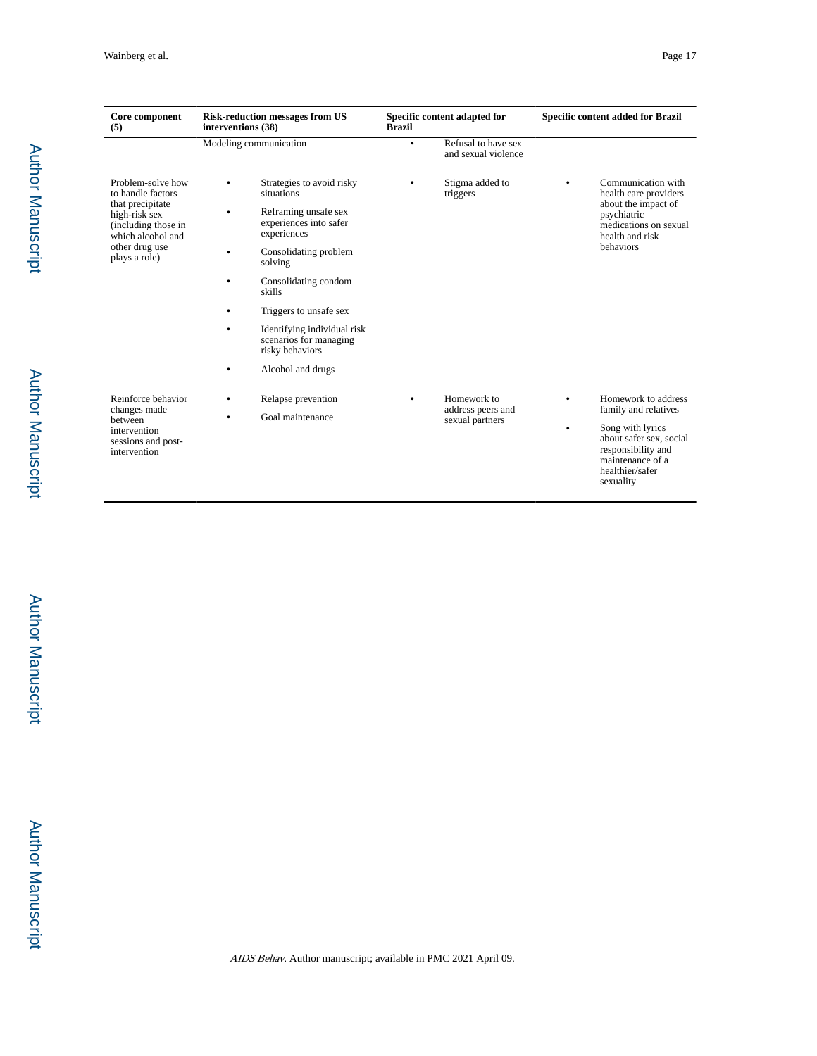| Core component (5) | Risk-reduction messages from US interventions (38) | Specific content adapted for Brazil | Specific content added for Brazil |
| --- | --- | --- | --- |
| | Modeling communication | • Refusal to have sex and sexual violence | |
| Problem-solve how to handle factors that precipitate high-risk sex (including those in which alcohol and other drug use plays a role) | • Strategies to avoid risky situations<br>• Reframing unsafe sex experiences into safer experiences<br>• Consolidating problem solving<br>• Consolidating condom skills<br>• Triggers to unsafe sex<br>• Identifying individual risk scenarios for managing risky behaviors<br>• Alcohol and drugs | • Stigma added to triggers | • Communication with health care providers about the impact of psychiatric medications on sexual health and risk behaviors |
| Reinforce behavior changes made between intervention sessions and post-intervention | • Relapse prevention<br>• Goal maintenance | • Homework to address peers and sexual partners | • Homework to address family and relatives<br>• Song with lyrics about safer sex, social responsibility and maintenance of a healthier/safer sexuality |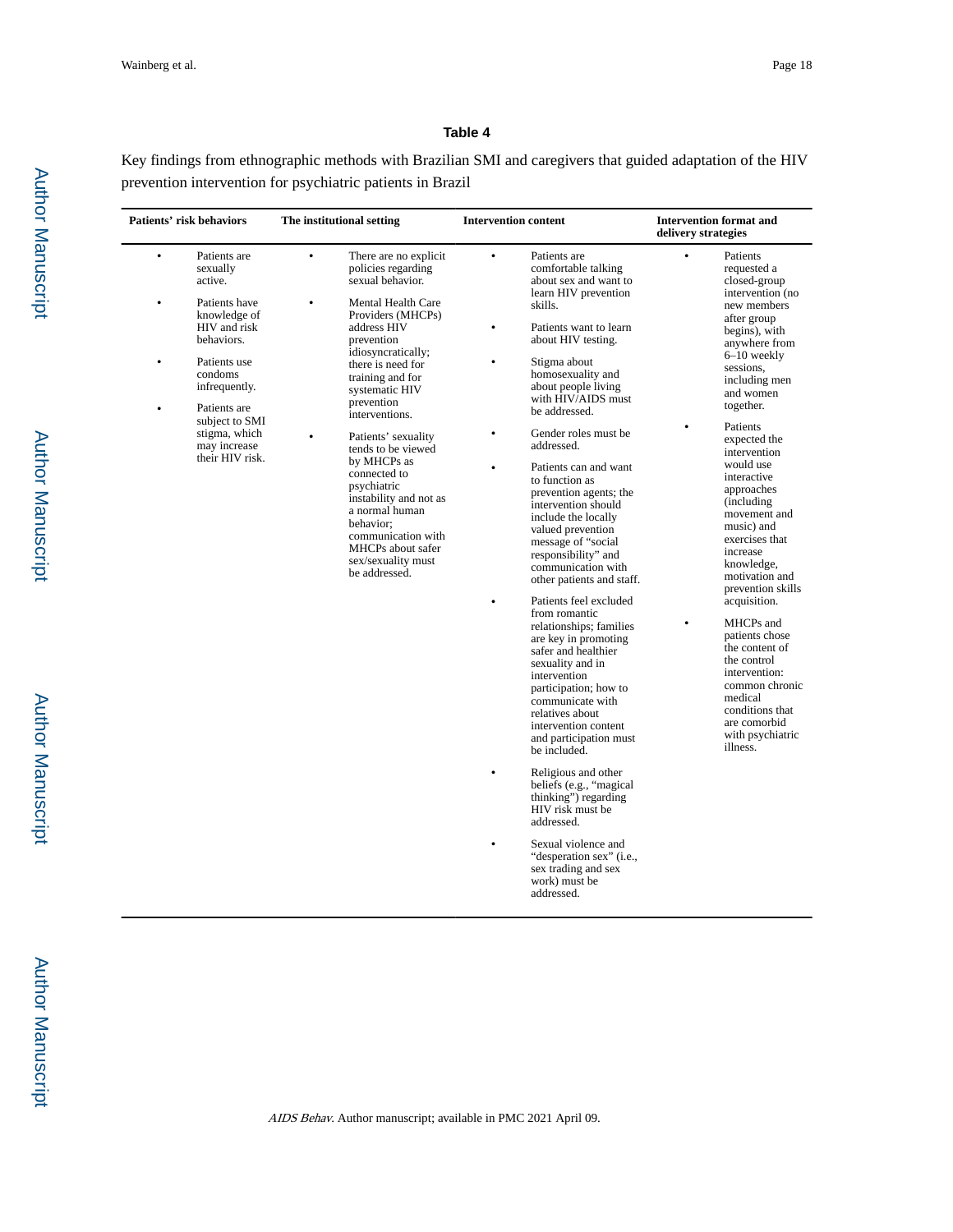**Table 4**

Key findings from ethnographic methods with Brazilian SMI and caregivers that guided adaptation of the HIV prevention intervention for psychiatric patients in Brazil

| Patients' risk behaviors | The institutional setting | Intervention content | Intervention format and delivery strategies |
| --- | --- | --- | --- |
| • Patients are sexually active.<br><br>• Patients have knowledge of HIV and risk behaviors.<br><br>• Patients use condoms infrequently.<br><br>• Patients are subject to SMI stigma, which may increase their HIV risk. | • There are no explicit policies regarding sexual behavior.<br><br>• Mental Health Care Providers (MHCPs) address HIV prevention idiosyncratically; there is need for training and for systematic HIV prevention interventions.<br><br>• Patients' sexuality tends to be viewed by MHCPs as connected to psychiatric instability and not as a normal human behavior; communication with MHCPs about safer sex/sexuality must be addressed. | • Patients are comfortable talking about sex and want to learn HIV prevention skills.<br><br>• Patients want to learn about HIV testing.<br><br>• Stigma about homosexuality and about people living with HIV/AIDS must be addressed.<br><br>• Gender roles must be addressed.<br><br>• Patients can and want to function as prevention agents; the intervention should include the locally valued prevention message of "social responsibility" and communication with other patients and staff.<br><br>• Patients feel excluded from romantic relationships; families are key in promoting safer and healthier sexuality and in intervention participation; how to communicate with relatives about intervention content and participation must be included.<br><br>• Religious and other beliefs (e.g., "magical thinking") regarding HIV risk must be addressed.<br><br>• Sexual violence and "desperation sex" (i.e., sex trading and sex work) must be addressed. | • Patients requested a closed-group intervention (no new members after group begins), with anywhere from 6–10 weekly sessions, including men and women together.<br><br>• Patients expected the intervention would use interactive approaches (including movement and music) and exercises that increase knowledge, motivation and prevention skills acquisition.<br><br>• MHCPs and patients chose the content of the control intervention: common chronic medical conditions that are comorbid with psychiatric illness. |